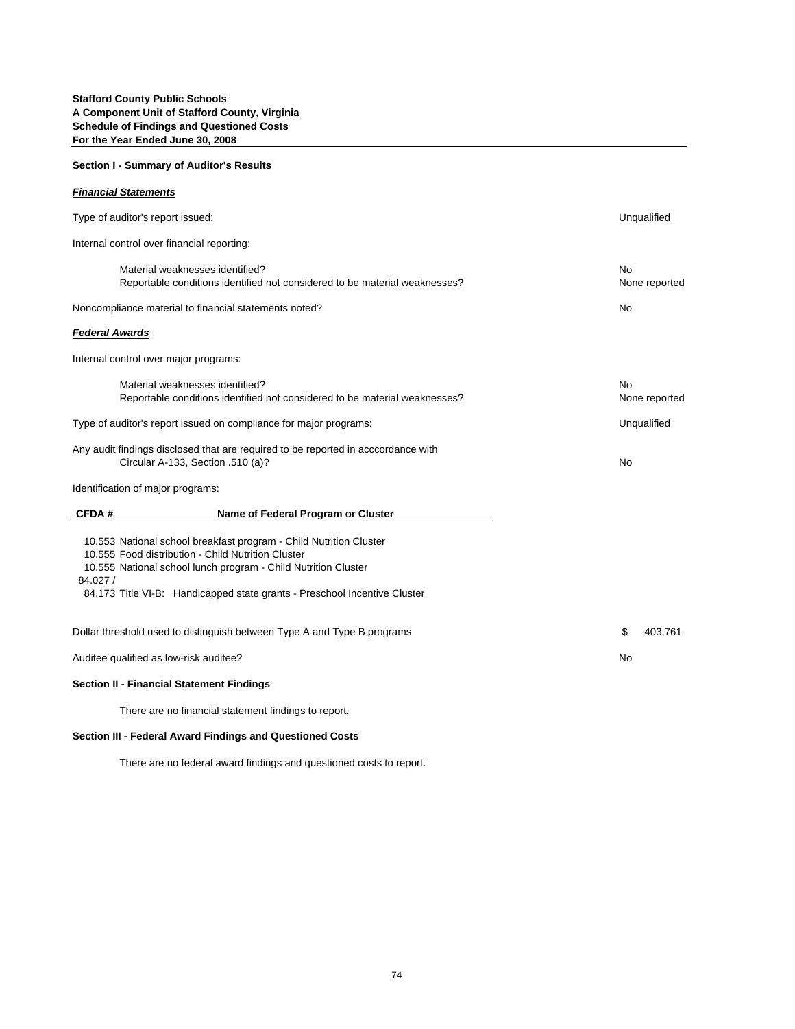**Stafford County Public Schools**
**A Component Unit of Stafford County, Virginia**
**Schedule of Findings and Questioned Costs**
**For the Year Ended June 30, 2008**

**Section I - Summary of Auditor's Results**

***Financial Statements***

| | |
|---|---|
| Type of auditor's report issued: | Unqualified |
| Internal control over financial reporting: | |
| Material weaknesses identified? | No |
| Reportable conditions identified not considered to be material weaknesses? | None reported |
| Noncompliance material to financial statements noted? | No |

***Federal Awards***

| | |
|---|---|
| Internal control over major programs: | |
| Material weaknesses identified? | No |
| Reportable conditions identified not considered to be material weaknesses? | None reported |
| Type of auditor's report issued on compliance for major programs: | Unqualified |
| Any audit findings disclosed that are required to be reported in acccordance with Circular A-133, Section .510 (a)? | No |

Identification of major programs:

| CFDA # | Name of Federal Program or Cluster |
|---|---|
| 10.553 | National school breakfast program - Child Nutrition Cluster |
| 10.555 | Food distribution - Child Nutrition Cluster |
| 10.555 | National school lunch program - Child Nutrition Cluster |
| 84.027 / 84.173 | Title VI-B: Handicapped state grants - Preschool Incentive Cluster |

| | |
|---|---|
| Dollar threshold used to distinguish between Type A and Type B programs | $ 403,761 |
| Auditee qualified as low-risk auditee? | No |

**Section II - Financial Statement Findings**

There are no financial statement findings to report.

**Section III - Federal Award Findings and Questioned Costs**

There are no federal award findings and questioned costs to report.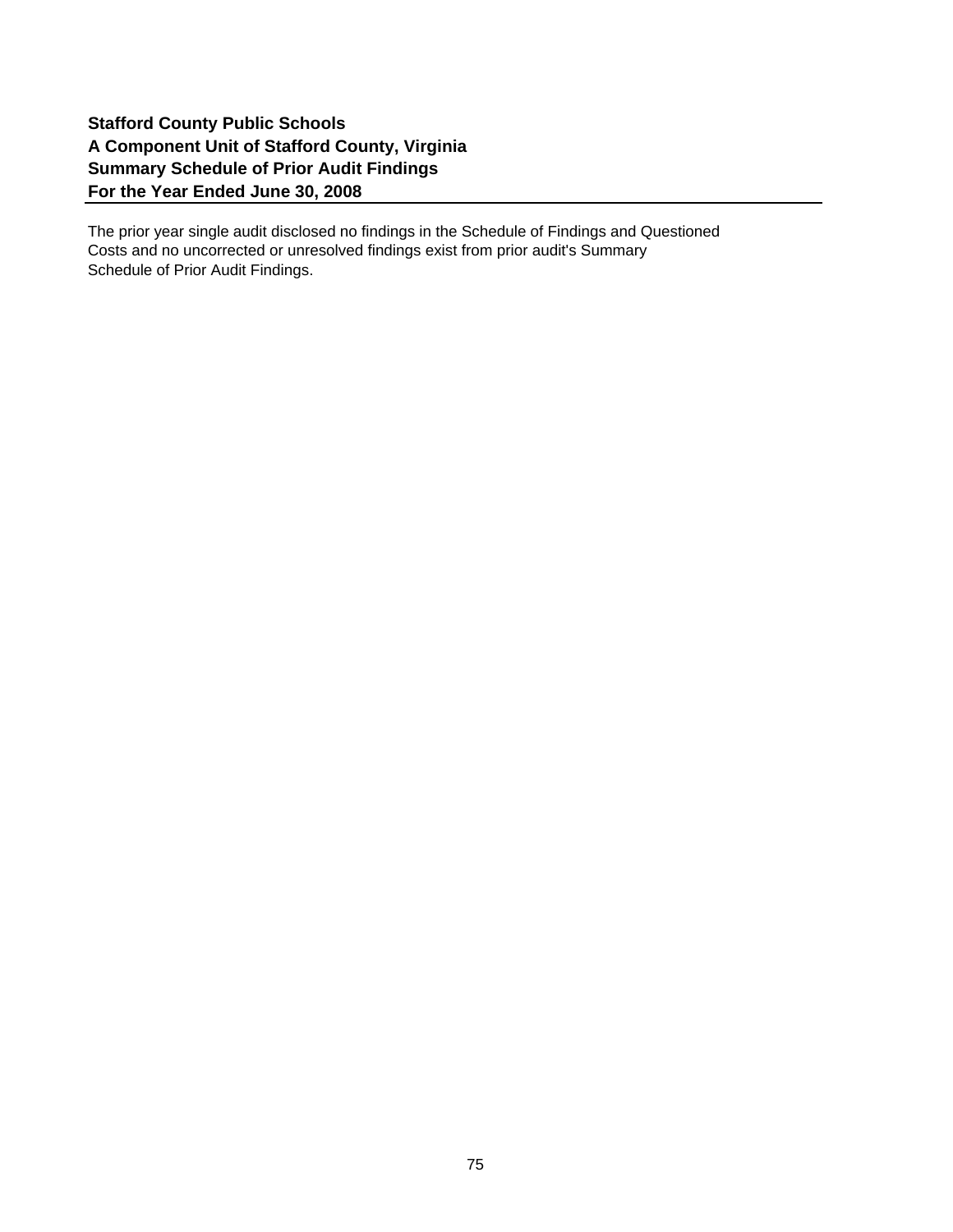## Stafford County Public Schools
## A Component Unit of Stafford County, Virginia
## Summary Schedule of Prior Audit Findings
## For the Year Ended June 30, 2008

The prior year single audit disclosed no findings in the Schedule of Findings and Questioned Costs and no uncorrected or unresolved findings exist from prior audit's Summary Schedule of Prior Audit Findings.